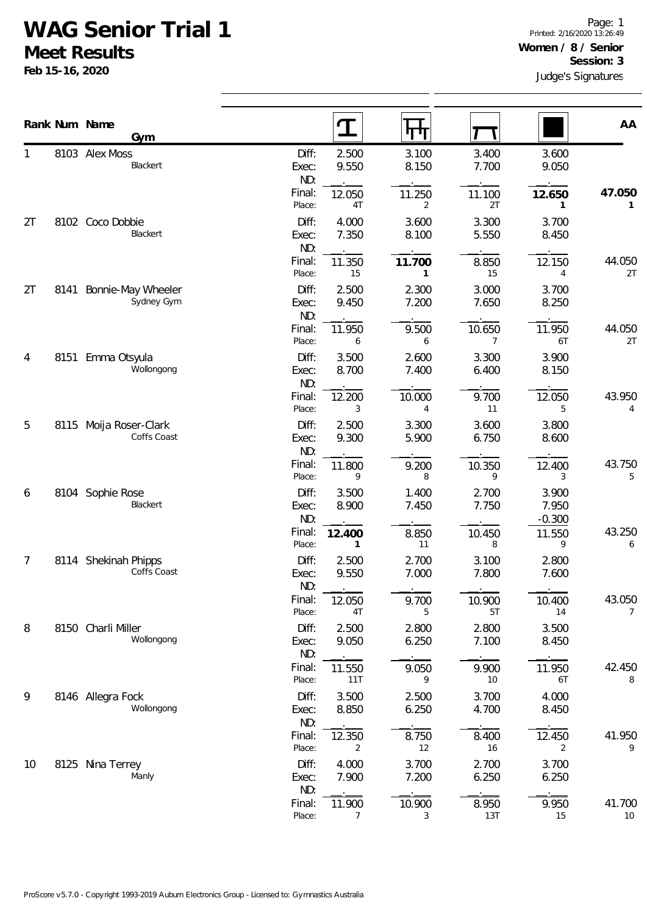# WAG Senior Trial 1

## Meet Results

**Feb 15-16, 2020**

**Women / 8 / Senior**
**Session: 3**
Judge's Signatures

| Rank | Num | Name / Gym | | Vault | Bars | Beam | Floor | AA |
|---|---|---|---|---|---|---|---|---|
| 1 | 8103 | Alex Moss | Diff: | 2.500 | 3.100 | 3.400 | 3.600 | |
| | | Blackert | Exec: | 9.550 | 8.150 | 7.700 | 9.050 | |
| | | | ND: | . | . | . | . | |
| | | | Final: | 12.050 | 11.250 | 11.100 | **12.650** | **47.050** |
| | | | Place: | 4T | 2 | 2T | **1** | **1** |
| 2T | 8102 | Coco Dobbie | Diff: | 4.000 | 3.600 | 3.300 | 3.700 | |
| | | Blackert | Exec: | 7.350 | 8.100 | 5.550 | 8.450 | |
| | | | ND: | . | . | . | . | |
| | | | Final: | 11.350 | **11.700** | 8.850 | 12.150 | 44.050 |
| | | | Place: | 15 | **1** | 15 | 4 | 2T |
| 2T | 8141 | Bonnie-May Wheeler | Diff: | 2.500 | 2.300 | 3.000 | 3.700 | |
| | | Sydney Gym | Exec: | 9.450 | 7.200 | 7.650 | 8.250 | |
| | | | ND: | . | . | . | . | |
| | | | Final: | 11.950 | 9.500 | 10.650 | 11.950 | 44.050 |
| | | | Place: | 6 | 6 | 7 | 6T | 2T |
| 4 | 8151 | Emma Otsyula | Diff: | 3.500 | 2.600 | 3.300 | 3.900 | |
| | | Wollongong | Exec: | 8.700 | 7.400 | 6.400 | 8.150 | |
| | | | ND: | . | . | . | . | |
| | | | Final: | 12.200 | 10.000 | 9.700 | 12.050 | 43.950 |
| | | | Place: | 3 | 4 | 11 | 5 | 4 |
| 5 | 8115 | Moija Roser-Clark | Diff: | 2.500 | 3.300 | 3.600 | 3.800 | |
| | | Coffs Coast | Exec: | 9.300 | 5.900 | 6.750 | 8.600 | |
| | | | ND: | . | . | . | . | |
| | | | Final: | 11.800 | 9.200 | 10.350 | 12.400 | 43.750 |
| | | | Place: | 9 | 8 | 9 | 3 | 5 |
| 6 | 8104 | Sophie Rose | Diff: | 3.500 | 1.400 | 2.700 | 3.900 | |
| | | Blackert | Exec: | 8.900 | 7.450 | 7.750 | 7.950 | |
| | | | ND: | . | . | . | -0.300 | |
| | | | Final: | **12.400** | 8.850 | 10.450 | 11.550 | 43.250 |
| | | | Place: | **1** | 11 | 8 | 9 | 6 |
| 7 | 8114 | Shekinah Phipps | Diff: | 2.500 | 2.700 | 3.100 | 2.800 | |
| | | Coffs Coast | Exec: | 9.550 | 7.000 | 7.800 | 7.600 | |
| | | | ND: | . | . | . | . | |
| | | | Final: | 12.050 | 9.700 | 10.900 | 10.400 | 43.050 |
| | | | Place: | 4T | 5 | 5T | 14 | 7 |
| 8 | 8150 | Charli Miller | Diff: | 2.500 | 2.800 | 2.800 | 3.500 | |
| | | Wollongong | Exec: | 9.050 | 6.250 | 7.100 | 8.450 | |
| | | | ND: | . | . | . | . | |
| | | | Final: | 11.550 | 9.050 | 9.900 | 11.950 | 42.450 |
| | | | Place: | 11T | 9 | 10 | 6T | 8 |
| 9 | 8146 | Allegra Fock | Diff: | 3.500 | 2.500 | 3.700 | 4.000 | |
| | | Wollongong | Exec: | 8.850 | 6.250 | 4.700 | 8.450 | |
| | | | ND: | . | . | . | . | |
| | | | Final: | 12.350 | 8.750 | 8.400 | 12.450 | 41.950 |
| | | | Place: | 2 | 12 | 16 | 2 | 9 |
| 10 | 8125 | Nina Terrey | Diff: | 4.000 | 3.700 | 2.700 | 3.700 | |
| | | Manly | Exec: | 7.900 | 7.200 | 6.250 | 6.250 | |
| | | | ND: | . | . | . | . | |
| | | | Final: | 11.900 | 10.900 | 8.950 | 9.950 | 41.700 |
| | | | Place: | 7 | 3 | 13T | 15 | 10 |

ProScore v5.7.0 - Copyright 1993-2019 Auburn Electronics Group - Licensed to: Gymnastics Australia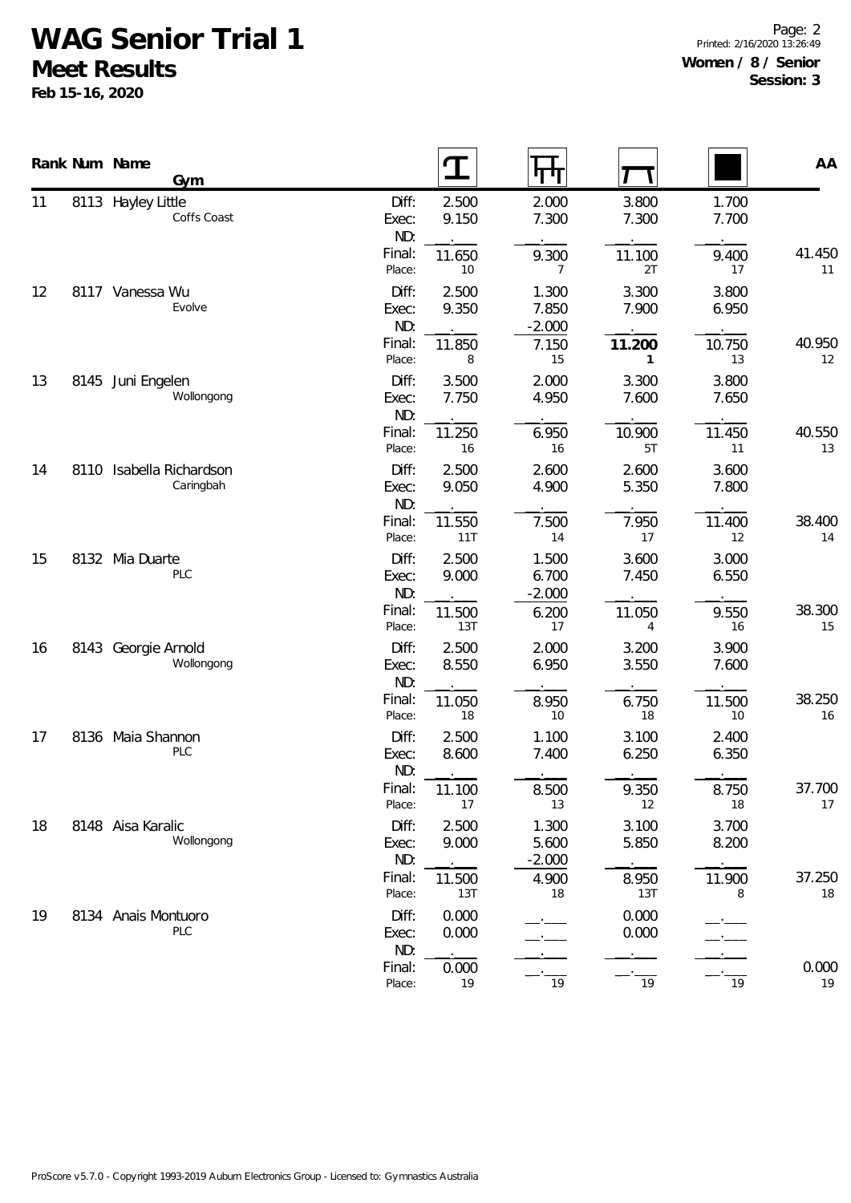# WAG Senior Trial 1

## Meet Results

**Feb 15-16, 2020**

**Women / 8 / Senior**
**Session: 3**

| Rank | Num | Name / Gym | | Vault | Bars | Beam | Floor | AA |
|---|---|---|---|---|---|---|---|---|
| 11 | 8113 | Hayley Little | Diff: | 2.500 | 2.000 | 3.800 | 1.700 | |
| | | Coffs Coast | Exec: | 9.150 | 7.300 | 7.300 | 7.700 | |
| | | | ND: | | | | | |
| | | | Final: | 11.650 | 9.300 | 11.100 | 9.400 | 41.450 |
| | | | Place: | 10 | 7 | 2T | 17 | 11 |
| 12 | 8117 | Vanessa Wu | Diff: | 2.500 | 1.300 | 3.300 | 3.800 | |
| | | Evolve | Exec: | 9.350 | 7.850 | 7.900 | 6.950 | |
| | | | ND: | | -2.000 | | | |
| | | | Final: | 11.850 | 7.150 | **11.200** | 10.750 | 40.950 |
| | | | Place: | 8 | 15 | **1** | 13 | 12 |
| 13 | 8145 | Juni Engelen | Diff: | 3.500 | 2.000 | 3.300 | 3.800 | |
| | | Wollongong | Exec: | 7.750 | 4.950 | 7.600 | 7.650 | |
| | | | ND: | | | | | |
| | | | Final: | 11.250 | 6.950 | 10.900 | 11.450 | 40.550 |
| | | | Place: | 16 | 16 | 5T | 11 | 13 |
| 14 | 8110 | Isabella Richardson | Diff: | 2.500 | 2.600 | 2.600 | 3.600 | |
| | | Caringbah | Exec: | 9.050 | 4.900 | 5.350 | 7.800 | |
| | | | ND: | | | | | |
| | | | Final: | 11.550 | 7.500 | 7.950 | 11.400 | 38.400 |
| | | | Place: | 11T | 14 | 17 | 12 | 14 |
| 15 | 8132 | Mia Duarte | Diff: | 2.500 | 1.500 | 3.600 | 3.000 | |
| | | PLC | Exec: | 9.000 | 6.700 | 7.450 | 6.550 | |
| | | | ND: | | -2.000 | | | |
| | | | Final: | 11.500 | 6.200 | 11.050 | 9.550 | 38.300 |
| | | | Place: | 13T | 17 | 4 | 16 | 15 |
| 16 | 8143 | Georgie Arnold | Diff: | 2.500 | 2.000 | 3.200 | 3.900 | |
| | | Wollongong | Exec: | 8.550 | 6.950 | 3.550 | 7.600 | |
| | | | ND: | | | | | |
| | | | Final: | 11.050 | 8.950 | 6.750 | 11.500 | 38.250 |
| | | | Place: | 18 | 10 | 18 | 10 | 16 |
| 17 | 8136 | Maia Shannon | Diff: | 2.500 | 1.100 | 3.100 | 2.400 | |
| | | PLC | Exec: | 8.600 | 7.400 | 6.250 | 6.350 | |
| | | | ND: | | | | | |
| | | | Final: | 11.100 | 8.500 | 9.350 | 8.750 | 37.700 |
| | | | Place: | 17 | 13 | 12 | 18 | 17 |
| 18 | 8148 | Aisa Karalic | Diff: | 2.500 | 1.300 | 3.100 | 3.700 | |
| | | Wollongong | Exec: | 9.000 | 5.600 | 5.850 | 8.200 | |
| | | | ND: | | -2.000 | | | |
| | | | Final: | 11.500 | 4.900 | 8.950 | 11.900 | 37.250 |
| | | | Place: | 13T | 18 | 13T | 8 | 18 |
| 19 | 8134 | Anais Montuoro | Diff: | 0.000 | | 0.000 | | |
| | | PLC | Exec: | 0.000 | | 0.000 | | |
| | | | ND: | | | | | |
| | | | Final: | 0.000 | | | | 0.000 |
| | | | Place: | 19 | 19 | 19 | 19 | 19 |

ProScore v5.7.0 - Copyright 1993-2019 Auburn Electronics Group - Licensed to: Gymnastics Australia